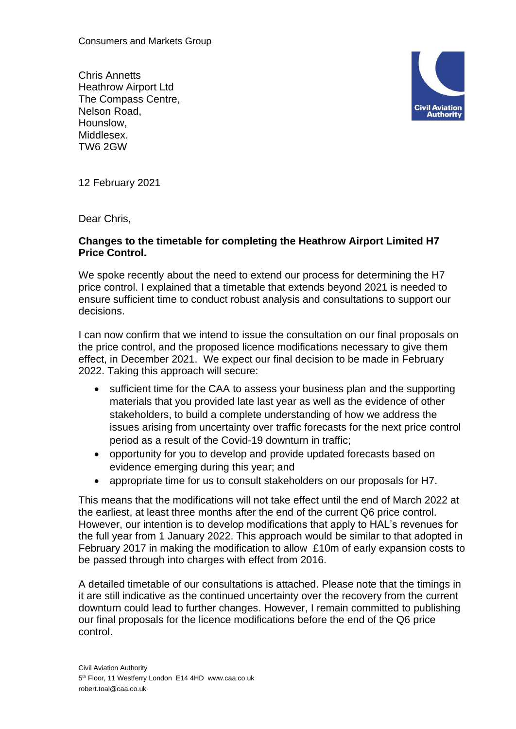Consumers and Markets Group

Chris Annetts
Heathrow Airport Ltd
The Compass Centre,
Nelson Road,
Hounslow,
Middlesex.
TW6 2GW

12 February 2021

Dear Chris,

**Changes to the timetable for completing the Heathrow Airport Limited H7 Price Control.**

We spoke recently about the need to extend our process for determining the H7 price control. I explained that a timetable that extends beyond 2021 is needed to ensure sufficient time to conduct robust analysis and consultations to support our decisions.

I can now confirm that we intend to issue the consultation on our final proposals on the price control, and the proposed licence modifications necessary to give them effect, in December 2021. We expect our final decision to be made in February 2022. Taking this approach will secure:

- sufficient time for the CAA to assess your business plan and the supporting materials that you provided late last year as well as the evidence of other stakeholders, to build a complete understanding of how we address the issues arising from uncertainty over traffic forecasts for the next price control period as a result of the Covid-19 downturn in traffic;
- opportunity for you to develop and provide updated forecasts based on evidence emerging during this year; and
- appropriate time for us to consult stakeholders on our proposals for H7.

This means that the modifications will not take effect until the end of March 2022 at the earliest, at least three months after the end of the current Q6 price control. However, our intention is to develop modifications that apply to HAL's revenues for the full year from 1 January 2022. This approach would be similar to that adopted in February 2017 in making the modification to allow £10m of early expansion costs to be passed through into charges with effect from 2016.

A detailed timetable of our consultations is attached. Please note that the timings in it are still indicative as the continued uncertainty over the recovery from the current downturn could lead to further changes. However, I remain committed to publishing our final proposals for the licence modifications before the end of the Q6 price control.

Civil Aviation Authority
5th Floor, 11 Westferry London E14 4HD www.caa.co.uk
robert.toal@caa.co.uk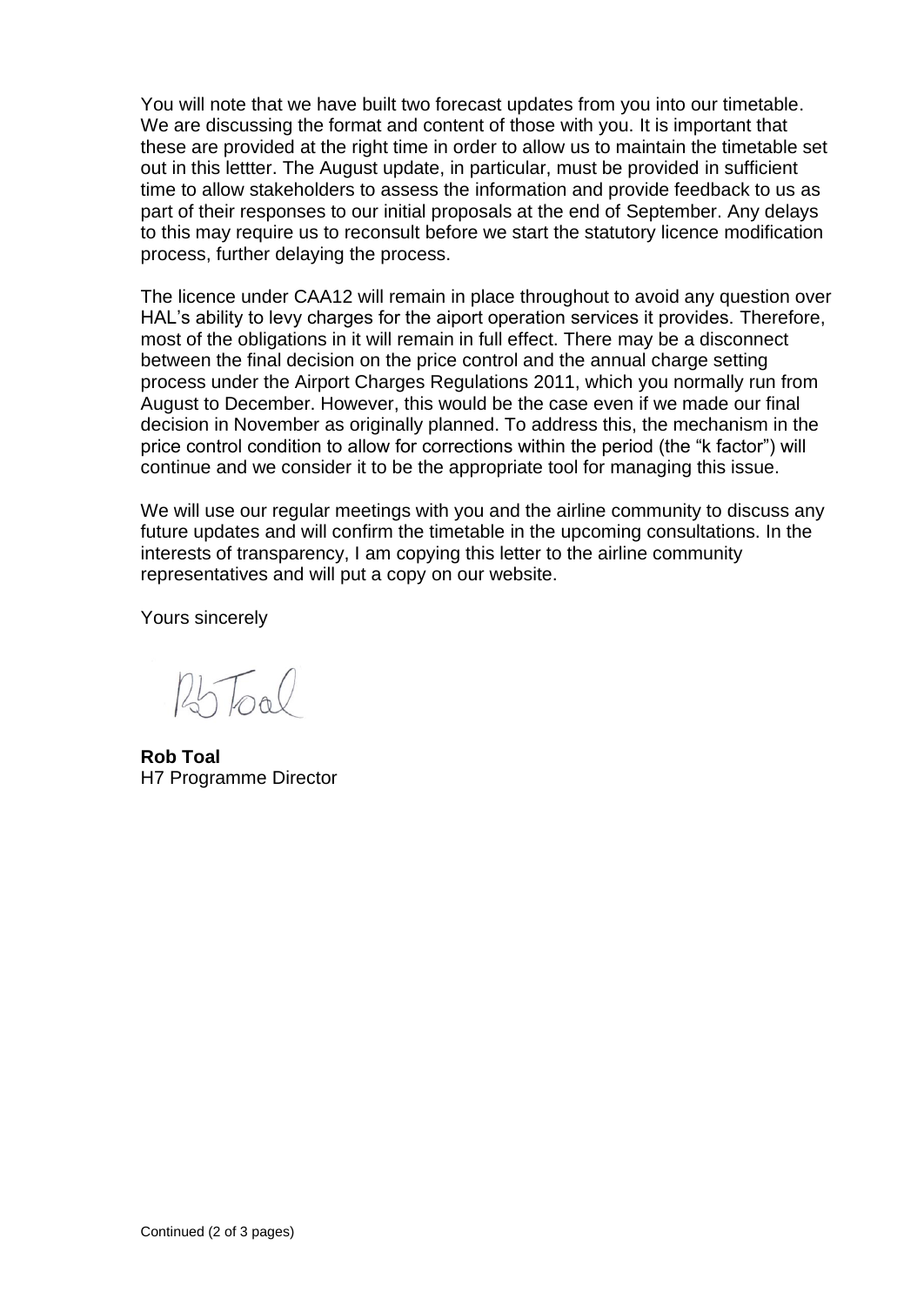You will note that we have built two forecast updates from you into our timetable. We are discussing the format and content of those with you. It is important that these are provided at the right time in order to allow us to maintain the timetable set out in this lettter. The August update, in particular, must be provided in sufficient time to allow stakeholders to assess the information and provide feedback to us as part of their responses to our initial proposals at the end of September. Any delays to this may require us to reconsult before we start the statutory licence modification process, further delaying the process.

The licence under CAA12 will remain in place throughout to avoid any question over HAL's ability to levy charges for the aiport operation services it provides. Therefore, most of the obligations in it will remain in full effect. There may be a disconnect between the final decision on the price control and the annual charge setting process under the Airport Charges Regulations 2011, which you normally run from August to December. However, this would be the case even if we made our final decision in November as originally planned. To address this, the mechanism in the price control condition to allow for corrections within the period (the "k factor") will continue and we consider it to be the appropriate tool for managing this issue.

We will use our regular meetings with you and the airline community to discuss any future updates and will confirm the timetable in the upcoming consultations. In the interests of transparency, I am copying this letter to the airline community representatives and will put a copy on our website.

Yours sincerely

Rob Toal

**Rob Toal**
H7 Programme Director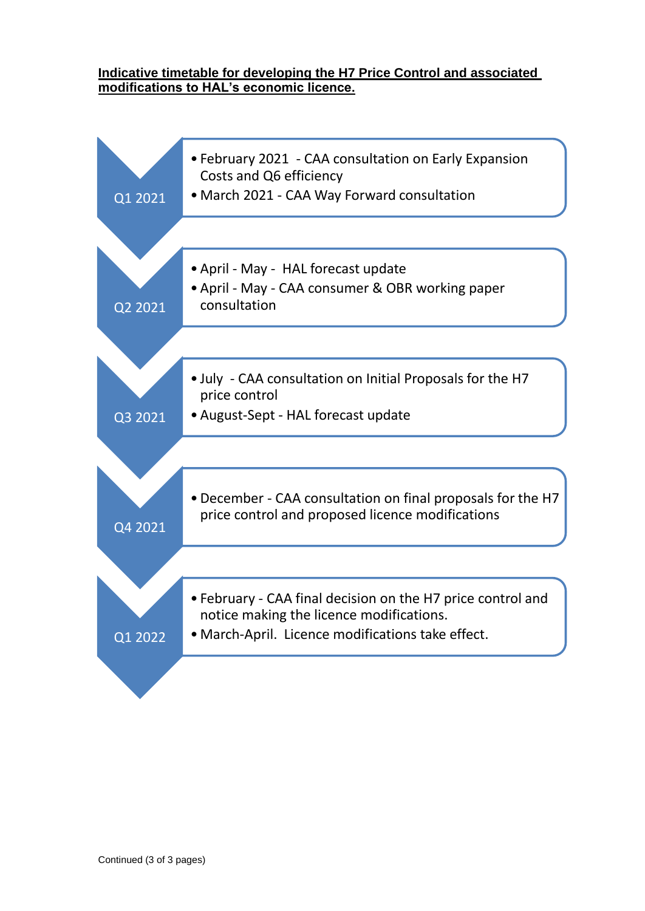**Indicative timetable for developing the H7 Price Control and associated modifications to HAL's economic licence.**

**Q1 2021**

- February 2021 - CAA consultation on Early Expansion Costs and Q6 efficiency
- March 2021 - CAA Way Forward consultation

**Q2 2021**

- April - May - HAL forecast update
- April - May - CAA consumer & OBR working paper consultation

**Q3 2021**

- July - CAA consultation on Initial Proposals for the H7 price control
- August-Sept - HAL forecast update

**Q4 2021**

- December - CAA consultation on final proposals for the H7 price control and proposed licence modifications

**Q1 2022**

- February - CAA final decision on the H7 price control and notice making the licence modifications.
- March-April. Licence modifications take effect.